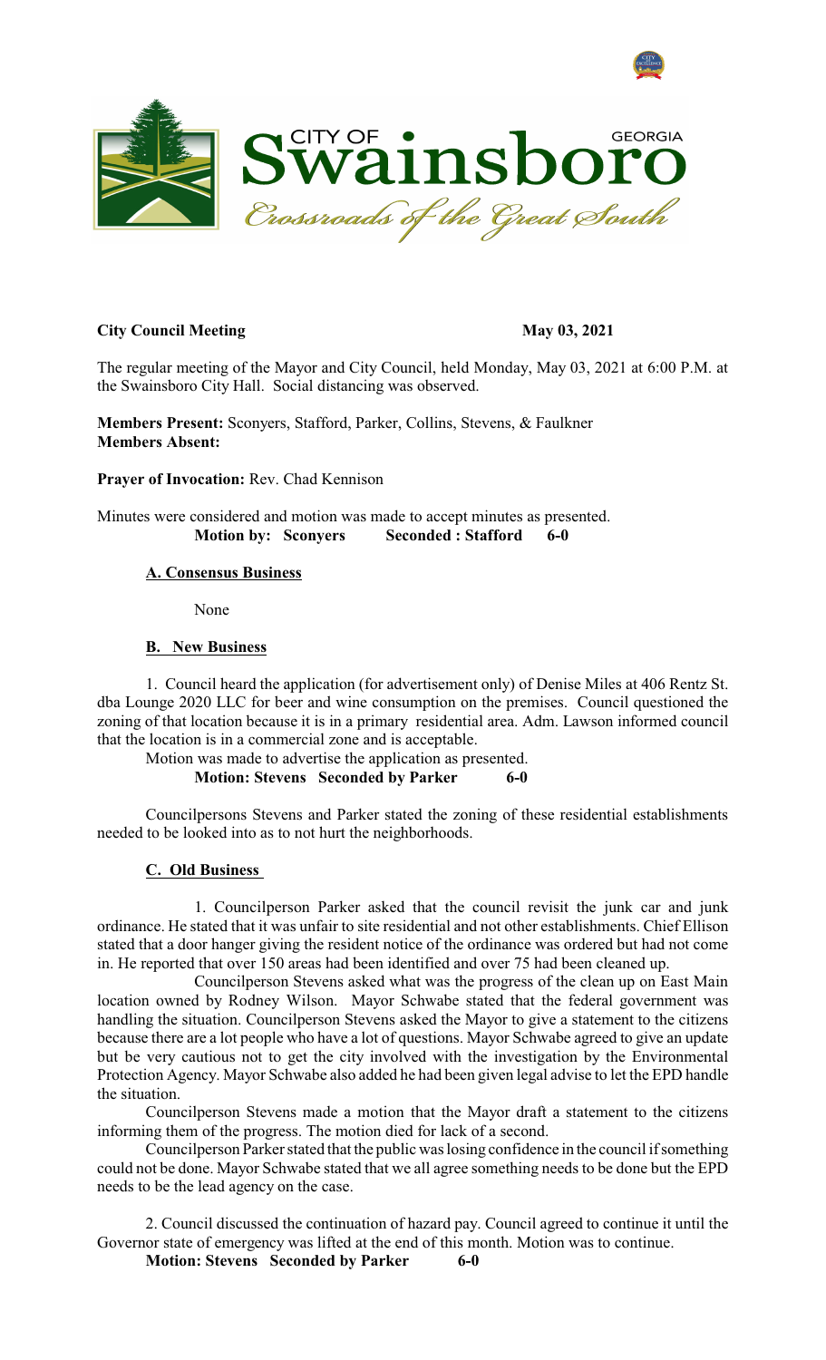**City Council Meeting** **May 03, 2021**

The regular meeting of the Mayor and City Council, held Monday, May 03, 2021 at 6:00 P.M. at the Swainsboro City Hall. Social distancing was observed.

**Members Present:** Sconyers, Stafford, Parker, Collins, Stevens, & Faulkner
**Members Absent:**

**Prayer of Invocation:** Rev. Chad Kennison

Minutes were considered and motion was made to accept minutes as presented.
**Motion by: Sconyers Seconded : Stafford 6-0**

**A. Consensus Business**

None

**B. New Business**

1. Council heard the application (for advertisement only) of Denise Miles at 406 Rentz St. dba Lounge 2020 LLC for beer and wine consumption on the premises. Council questioned the zoning of that location because it is in a primary residential area. Adm. Lawson informed council that the location is in a commercial zone and is acceptable.

Motion was made to advertise the application as presented.
**Motion: Stevens Seconded by Parker 6-0**

Councilpersons Stevens and Parker stated the zoning of these residential establishments needed to be looked into as to not hurt the neighborhoods.

**C. Old Business**

1. Councilperson Parker asked that the council revisit the junk car and junk ordinance. He stated that it was unfair to site residential and not other establishments. Chief Ellison stated that a door hanger giving the resident notice of the ordinance was ordered but had not come in. He reported that over 150 areas had been identified and over 75 had been cleaned up.

Councilperson Stevens asked what was the progress of the clean up on East Main location owned by Rodney Wilson. Mayor Schwabe stated that the federal government was handling the situation. Councilperson Stevens asked the Mayor to give a statement to the citizens because there are a lot people who have a lot of questions. Mayor Schwabe agreed to give an update but be very cautious not to get the city involved with the investigation by the Environmental Protection Agency. Mayor Schwabe also added he had been given legal advise to let the EPD handle the situation.

Councilperson Stevens made a motion that the Mayor draft a statement to the citizens informing them of the progress. The motion died for lack of a second.

Councilperson Parker stated that the public was losing confidence in the council if something could not be done. Mayor Schwabe stated that we all agree something needs to be done but the EPD needs to be the lead agency on the case.

2. Council discussed the continuation of hazard pay. Council agreed to continue it until the Governor state of emergency was lifted at the end of this month. Motion was to continue.
**Motion: Stevens Seconded by Parker 6-0**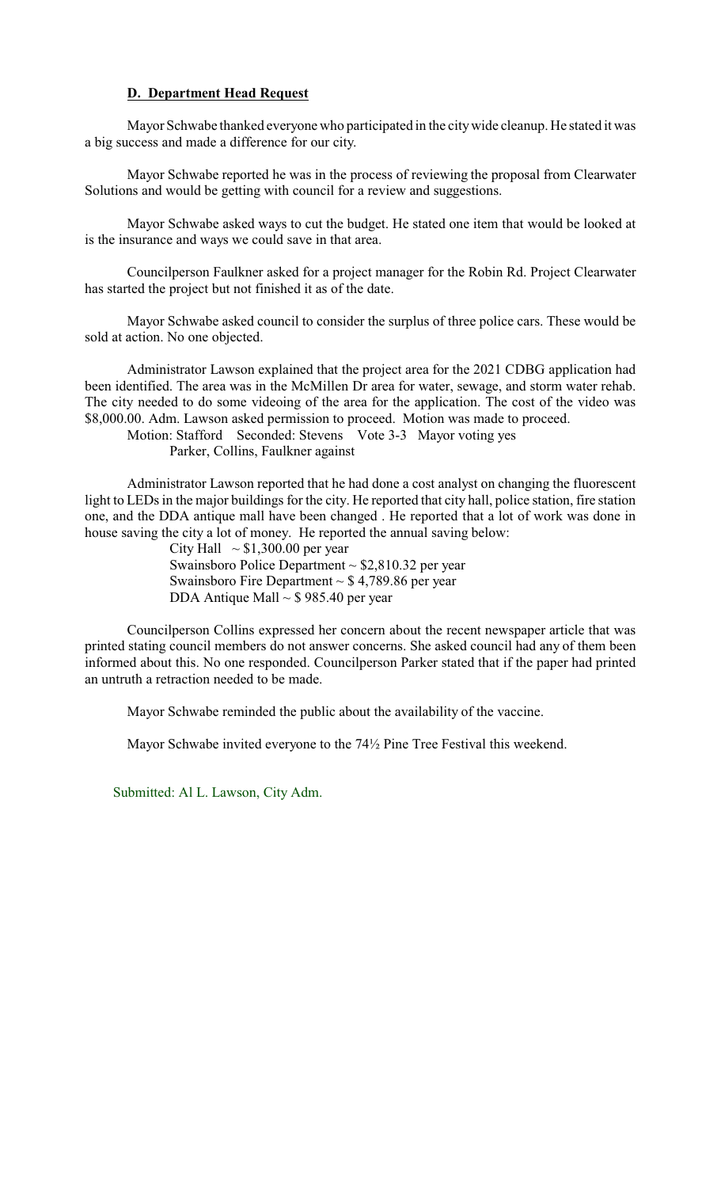**D. Department Head Request**

Mayor Schwabe thanked everyone who participated in the city wide cleanup. He stated it was a big success and made a difference for our city.

Mayor Schwabe reported he was in the process of reviewing the proposal from Clearwater Solutions and would be getting with council for a review and suggestions.

Mayor Schwabe asked ways to cut the budget. He stated one item that would be looked at is the insurance and ways we could save in that area.

Councilperson Faulkner asked for a project manager for the Robin Rd. Project Clearwater has started the project but not finished it as of the date.

Mayor Schwabe asked council to consider the surplus of three police cars. These would be sold at action. No one objected.

Administrator Lawson explained that the project area for the 2021 CDBG application had been identified. The area was in the McMillen Dr area for water, sewage, and storm water rehab. The city needed to do some videoing of the area for the application. The cost of the video was $8,000.00. Adm. Lawson asked permission to proceed. Motion was made to proceed.

Motion: Stafford Seconded: Stevens Vote 3-3 Mayor voting yes
Parker, Collins, Faulkner against

Administrator Lawson reported that he had done a cost analyst on changing the fluorescent light to LEDs in the major buildings for the city. He reported that city hall, police station, fire station one, and the DDA antique mall have been changed . He reported that a lot of work was done in house saving the city a lot of money. He reported the annual saving below:

City Hall ~ $1,300.00 per year
Swainsboro Police Department ~ $2,810.32 per year
Swainsboro Fire Department ~ $ 4,789.86 per year
DDA Antique Mall ~ $ 985.40 per year

Councilperson Collins expressed her concern about the recent newspaper article that was printed stating council members do not answer concerns. She asked council had any of them been informed about this. No one responded. Councilperson Parker stated that if the paper had printed an untruth a retraction needed to be made.

Mayor Schwabe reminded the public about the availability of the vaccine.

Mayor Schwabe invited everyone to the 74½ Pine Tree Festival this weekend.

Submitted: Al L. Lawson, City Adm.